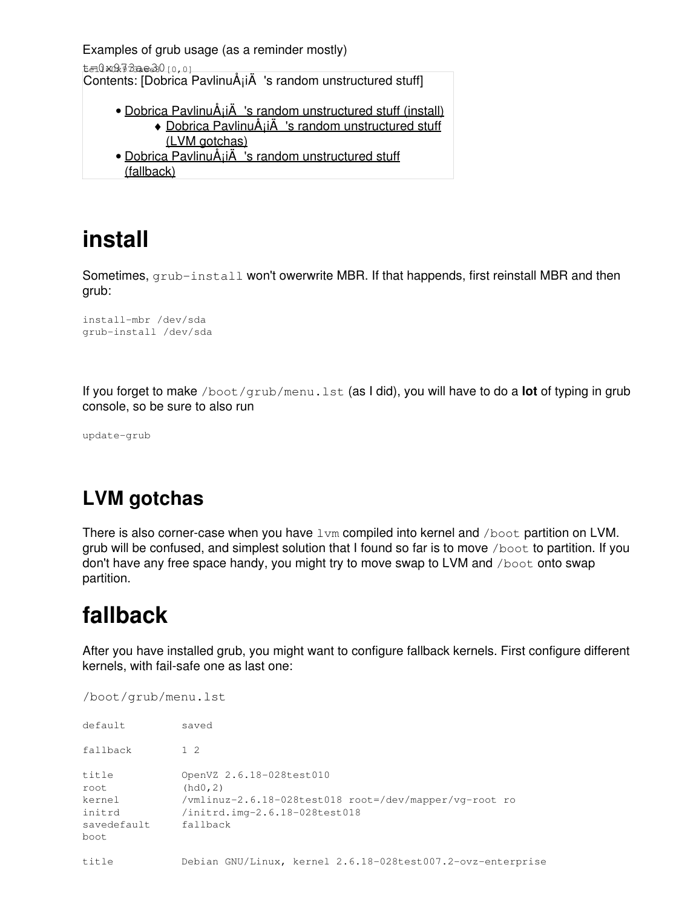Examples of grub usage (as a reminder mostly)

t=0x973ae30 [0,0]

Contents: [Dobrica PavlinuÅ¡iÄ 's random unstructured stuff]

- Dobrica PavlinuÅ¡iÄ 's random unstructured stuff (install)
    - Dobrica PavlinuÅ¡iÄ 's random unstructured stuff (LVM gotchas)
- Dobrica PavlinuÅ¡iÄ 's random unstructured stuff (fallback)

# install

Sometimes, `grub-install` won't owerwrite MBR. If that happends, first reinstall MBR and then grub:

```
install-mbr /dev/sda
grub-install /dev/sda
```

If you forget to make `/boot/grub/menu.lst` (as I did), you will have to do a **lot** of typing in grub console, so be sure to also run

```
update-grub
```

## LVM gotchas

There is also corner-case when you have `lvm` compiled into kernel and `/boot` partition on LVM. grub will be confused, and simplest solution that I found so far is to move `/boot` to partition. If you don't have any free space handy, you might try to move swap to LVM and `/boot` onto swap partition.

# fallback

After you have installed grub, you might want to configure fallback kernels. First configure different kernels, with fail-safe one as last one:

`/boot/grub/menu.lst`

```
default         saved

fallback        1 2

title           OpenVZ 2.6.18-028test010
root            (hd0,2)
kernel          /vmlinuz-2.6.18-028test018 root=/dev/mapper/vg-root ro
initrd          /initrd.img-2.6.18-028test018
savedefault     fallback
boot

title           Debian GNU/Linux, kernel 2.6.18-028test007.2-ovz-enterprise
```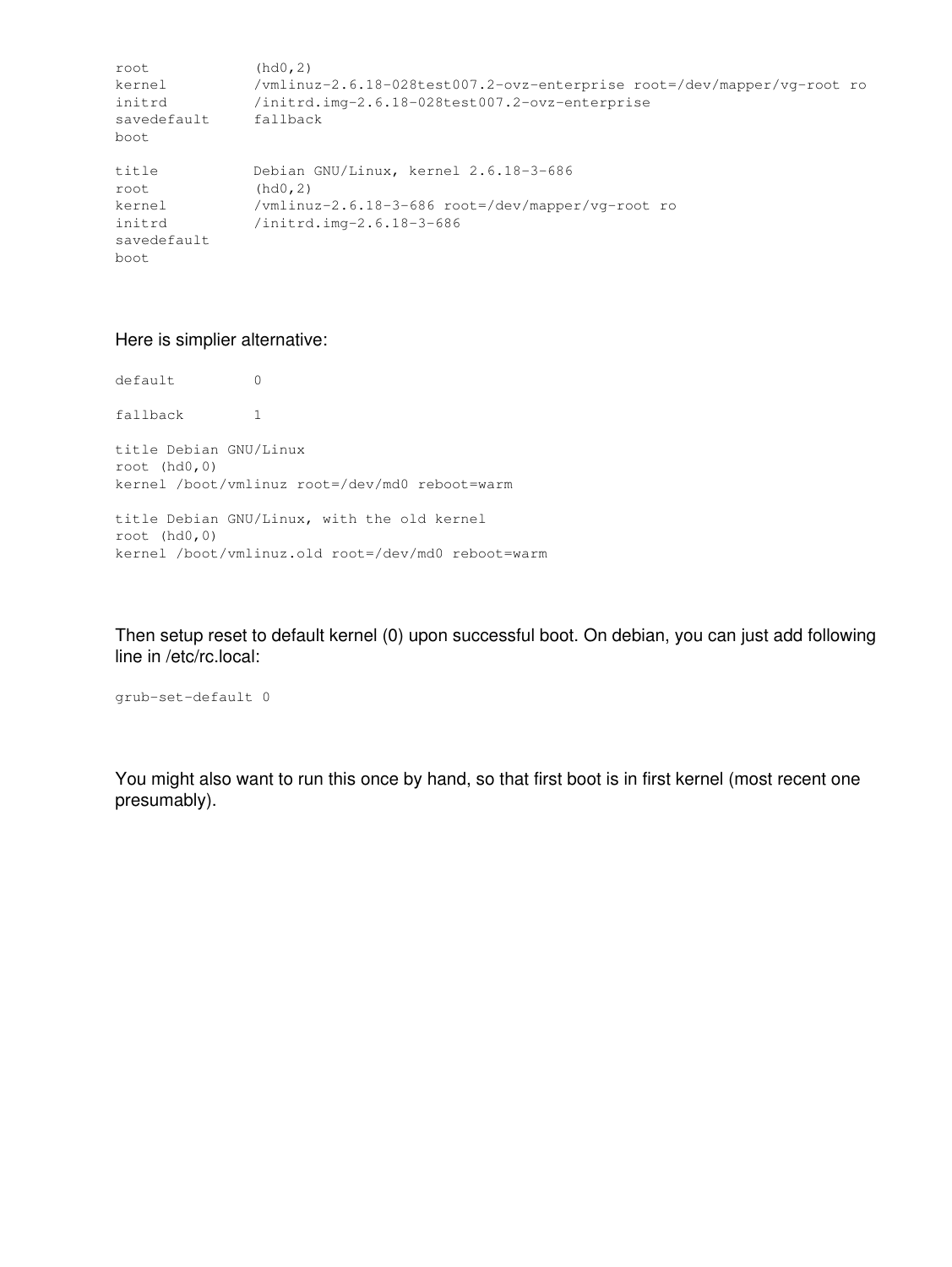```
root            (hd0,2)
kernel          /vmlinuz-2.6.18-028test007.2-ovz-enterprise root=/dev/mapper/vg-root ro
initrd          /initrd.img-2.6.18-028test007.2-ovz-enterprise
savedefault     fallback
boot

title           Debian GNU/Linux, kernel 2.6.18-3-686
root            (hd0,2)
kernel          /vmlinuz-2.6.18-3-686 root=/dev/mapper/vg-root ro
initrd          /initrd.img-2.6.18-3-686
savedefault
boot
```

Here is simplier alternative:

```
default         0

fallback        1

title Debian GNU/Linux
root (hd0,0)
kernel /boot/vmlinuz root=/dev/md0 reboot=warm

title Debian GNU/Linux, with the old kernel
root (hd0,0)
kernel /boot/vmlinuz.old root=/dev/md0 reboot=warm
```

Then setup reset to default kernel (0) upon successful boot. On debian, you can just add following line in /etc/rc.local:

```
grub-set-default 0
```

You might also want to run this once by hand, so that first boot is in first kernel (most recent one presumably).